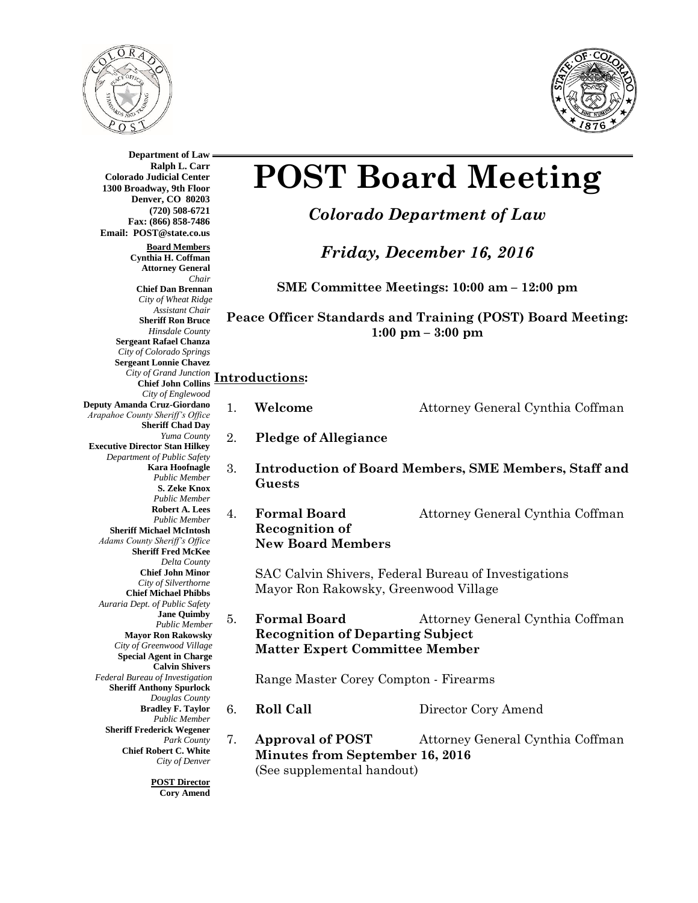**Department of Law**
**Ralph L. Carr**
**Colorado Judicial Center**
**1300 Broadway, 9th Floor**
**Denver, CO 80203**
**(720) 508-6721**
**Fax: (866) 858-7486**
**Email: POST@state.co.us**

**Board Members**

**Cynthia H. Coffman**
**Attorney General**
*Chair*

**Chief Dan Brennan**
*City of Wheat Ridge*
*Assistant Chair*

**Sheriff Ron Bruce**
*Hinsdale County*

**Sergeant Rafael Chanza**
*City of Colorado Springs*

**Sergeant Lonnie Chavez**
*City of Grand Junction*

**Chief John Collins**
*City of Englewood*

**Deputy Amanda Cruz-Giordano**
*Arapahoe County Sheriff's Office*

**Sheriff Chad Day**
*Yuma County*

**Executive Director Stan Hilkey**
*Department of Public Safety*

**Kara Hoofnagle**
*Public Member*

**S. Zeke Knox**
*Public Member*

**Robert A. Lees**
*Public Member*

**Sheriff Michael McIntosh**
*Adams County Sheriff's Office*

**Sheriff Fred McKee**
*Delta County*

**Chief John Minor**
*City of Silverthorne*

**Chief Michael Phibbs**
*Auraria Dept. of Public Safety*

**Jane Quimby**
*Public Member*

**Mayor Ron Rakowsky**
*City of Greenwood Village*

**Special Agent in Charge Calvin Shivers**
*Federal Bureau of Investigation*

**Sheriff Anthony Spurlock**
*Douglas County*

**Bradley F. Taylor**
*Public Member*

**Sheriff Frederick Wegener**
*Park County*

**Chief Robert C. White**
*City of Denver*

**POST Director**
**Cory Amend**

# POST Board Meeting

*Colorado Department of Law*

*Friday, December 16, 2016*

**SME Committee Meetings: 10:00 am – 12:00 pm**

**Peace Officer Standards and Training (POST) Board Meeting: 1:00 pm – 3:00 pm**

## Introductions:

1. **Welcome** — Attorney General Cynthia Coffman

2. **Pledge of Allegiance**

3. **Introduction of Board Members, SME Members, Staff and Guests**

4. **Formal Board Recognition of New Board Members** — Attorney General Cynthia Coffman

   SAC Calvin Shivers, Federal Bureau of Investigations
   Mayor Ron Rakowsky, Greenwood Village

5. **Formal Board Recognition of Departing Subject Matter Expert Committee Member** — Attorney General Cynthia Coffman

   Range Master Corey Compton - Firearms

6. **Roll Call** — Director Cory Amend

7. **Approval of POST Minutes from September 16, 2016** — Attorney General Cynthia Coffman
   (See supplemental handout)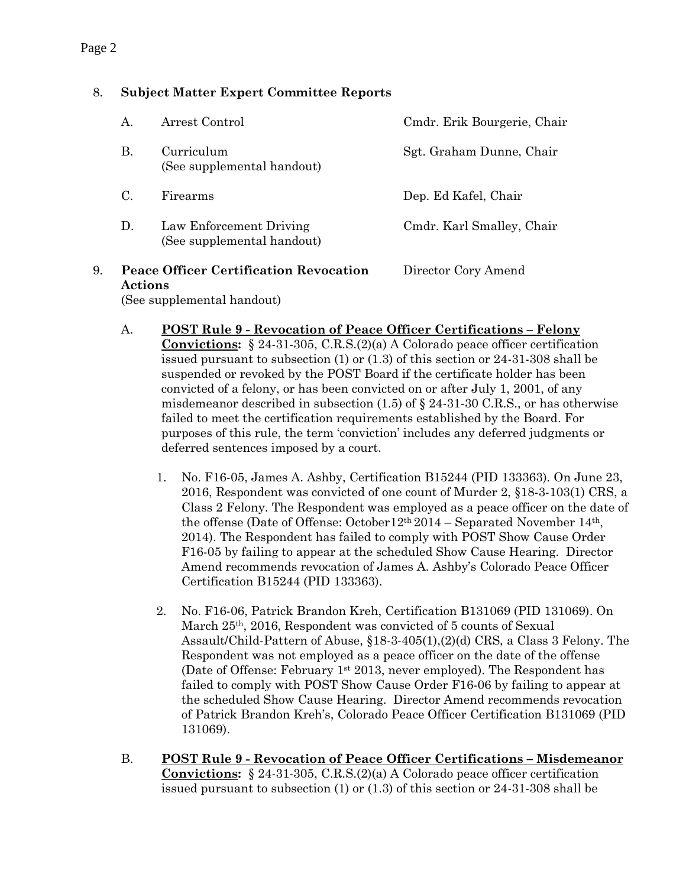8. **Subject Matter Expert Committee Reports**

| | | |
|---|---|---|
| A. | Arrest Control | Cmdr. Erik Bourgerie, Chair |
| B. | Curriculum (See supplemental handout) | Sgt. Graham Dunne, Chair |
| C. | Firearms | Dep. Ed Kafel, Chair |
| D. | Law Enforcement Driving (See supplemental handout) | Cmdr. Karl Smalley, Chair |

9. **Peace Officer Certification Revocation Actions** — Director Cory Amend
(See supplemental handout)

A. **POST Rule 9 - Revocation of Peace Officer Certifications – Felony Convictions:** § 24-31-305, C.R.S.(2)(a) A Colorado peace officer certification issued pursuant to subsection (1) or (1.3) of this section or 24-31-308 shall be suspended or revoked by the POST Board if the certificate holder has been convicted of a felony, or has been convicted on or after July 1, 2001, of any misdemeanor described in subsection (1.5) of § 24-31-30 C.R.S., or has otherwise failed to meet the certification requirements established by the Board. For purposes of this rule, the term 'conviction' includes any deferred judgments or deferred sentences imposed by a court.

1. No. F16-05, James A. Ashby, Certification B15244 (PID 133363). On June 23, 2016, Respondent was convicted of one count of Murder 2, §18-3-103(1) CRS, a Class 2 Felony. The Respondent was employed as a peace officer on the date of the offense (Date of Offense: October12th 2014 – Separated November 14th, 2014). The Respondent has failed to comply with POST Show Cause Order F16-05 by failing to appear at the scheduled Show Cause Hearing. Director Amend recommends revocation of James A. Ashby's Colorado Peace Officer Certification B15244 (PID 133363).

2. No. F16-06, Patrick Brandon Kreh, Certification B131069 (PID 131069). On March 25th, 2016, Respondent was convicted of 5 counts of Sexual Assault/Child-Pattern of Abuse, §18-3-405(1),(2)(d) CRS, a Class 3 Felony. The Respondent was not employed as a peace officer on the date of the offense (Date of Offense: February 1st 2013, never employed). The Respondent has failed to comply with POST Show Cause Order F16-06 by failing to appear at the scheduled Show Cause Hearing. Director Amend recommends revocation of Patrick Brandon Kreh's, Colorado Peace Officer Certification B131069 (PID 131069).

B. **POST Rule 9 - Revocation of Peace Officer Certifications – Misdemeanor Convictions:** § 24-31-305, C.R.S.(2)(a) A Colorado peace officer certification issued pursuant to subsection (1) or (1.3) of this section or 24-31-308 shall be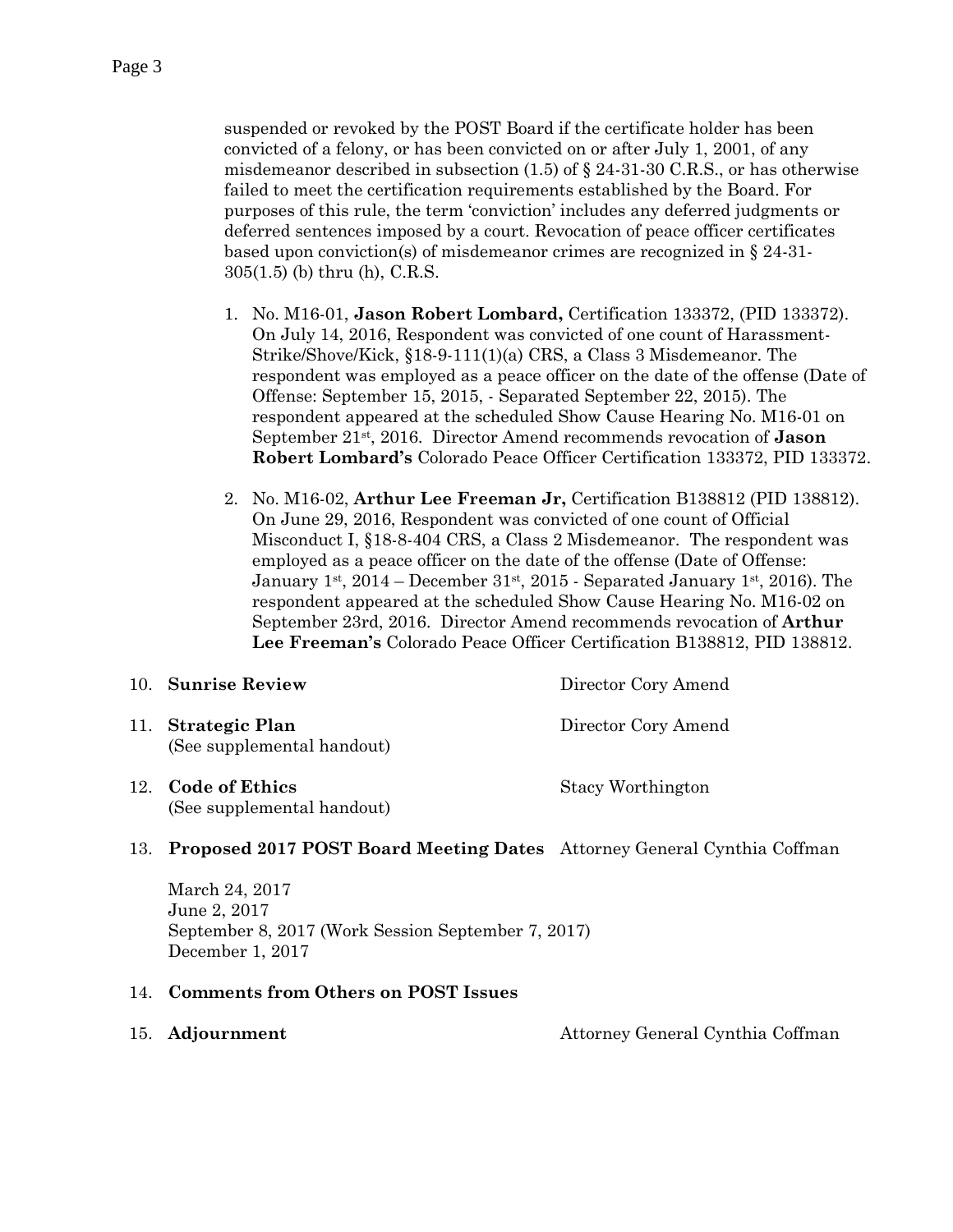suspended or revoked by the POST Board if the certificate holder has been convicted of a felony, or has been convicted on or after July 1, 2001, of any misdemeanor described in subsection (1.5) of § 24-31-30 C.R.S., or has otherwise failed to meet the certification requirements established by the Board. For purposes of this rule, the term 'conviction' includes any deferred judgments or deferred sentences imposed by a court. Revocation of peace officer certificates based upon conviction(s) of misdemeanor crimes are recognized in § 24-31-305(1.5) (b) thru (h), C.R.S.

1. No. M16-01, **Jason Robert Lombard,** Certification 133372, (PID 133372). On July 14, 2016, Respondent was convicted of one count of Harassment-Strike/Shove/Kick, §18-9-111(1)(a) CRS, a Class 3 Misdemeanor. The respondent was employed as a peace officer on the date of the offense (Date of Offense: September 15, 2015, - Separated September 22, 2015). The respondent appeared at the scheduled Show Cause Hearing No. M16-01 on September 21st, 2016. Director Amend recommends revocation of **Jason Robert Lombard's** Colorado Peace Officer Certification 133372, PID 133372.

2. No. M16-02, **Arthur Lee Freeman Jr,** Certification B138812 (PID 138812). On June 29, 2016, Respondent was convicted of one count of Official Misconduct I, §18-8-404 CRS, a Class 2 Misdemeanor. The respondent was employed as a peace officer on the date of the offense (Date of Offense: January 1st, 2014 – December 31st, 2015 - Separated January 1st, 2016). The respondent appeared at the scheduled Show Cause Hearing No. M16-02 on September 23rd, 2016. Director Amend recommends revocation of **Arthur Lee Freeman's** Colorado Peace Officer Certification B138812, PID 138812.

10. **Sunrise Review** — Director Cory Amend

11. **Strategic Plan** — Director Cory Amend
    (See supplemental handout)

12. **Code of Ethics** — Stacy Worthington
    (See supplemental handout)

13. **Proposed 2017 POST Board Meeting Dates** — Attorney General Cynthia Coffman

    March 24, 2017
    June 2, 2017
    September 8, 2017 (Work Session September 7, 2017)
    December 1, 2017

14. **Comments from Others on POST Issues**

15. **Adjournment** — Attorney General Cynthia Coffman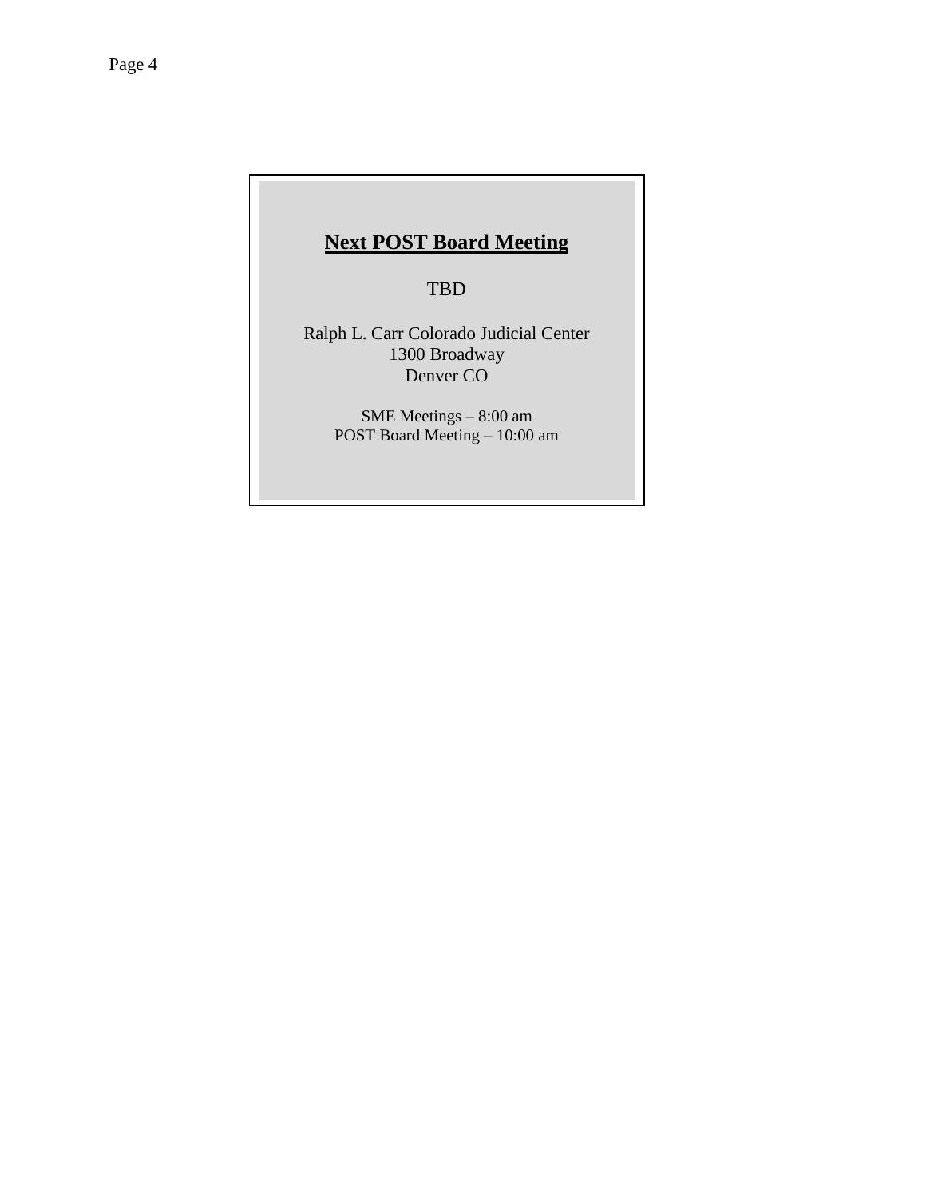## **Next POST Board Meeting**

TBD

Ralph L. Carr Colorado Judicial Center
1300 Broadway
Denver CO

SME Meetings – 8:00 am
POST Board Meeting – 10:00 am